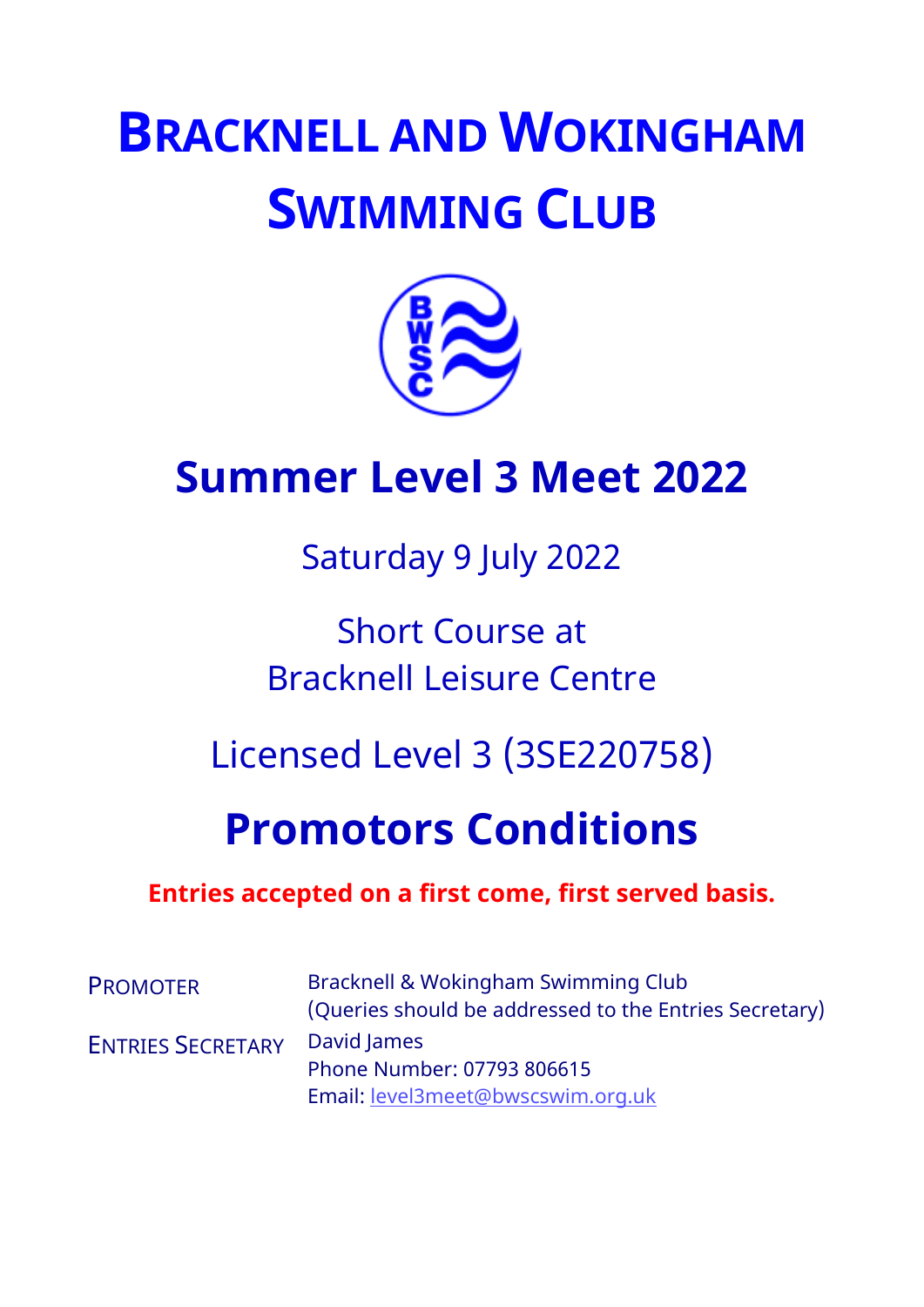# Bracknell and Wokingham Swimming Club

## Summer Level 3 Meet 2022

Saturday 9 July 2022

Short Course at
Bracknell Leisure Centre

Licensed Level 3 (3SE220758)

## Promotors Conditions

**Entries accepted on a first come, first served basis.**

| | |
|---|---|
| PROMOTER | Bracknell & Wokingham Swimming Club<br>(Queries should be addressed to the Entries Secretary) |
| ENTRIES SECRETARY | David James<br>Phone Number: 07793 806615<br>Email: level3meet@bwscswim.org.uk |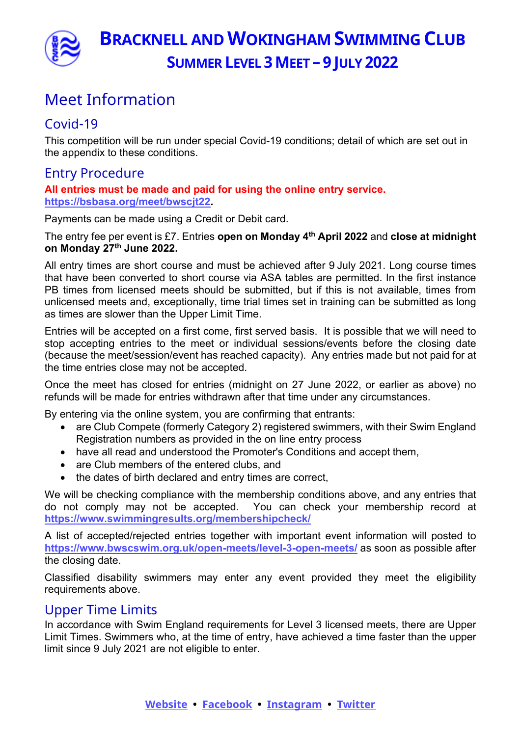# Bracknell and Wokingham Swimming Club

## Summer Level 3 Meet – 9 July 2022

# Meet Information

## Covid-19

This competition will be run under special Covid-19 conditions; detail of which are set out in the appendix to these conditions.

## Entry Procedure

**All entries must be made and paid for using the online entry service.**
**https://bsbasa.org/meet/bwscjt22.**

Payments can be made using a Credit or Debit card.

The entry fee per event is £7. Entries **open on Monday 4th April 2022** and **close at midnight on Monday 27th June 2022.**

All entry times are short course and must be achieved after 9 July 2021. Long course times that have been converted to short course via ASA tables are permitted. In the first instance PB times from licensed meets should be submitted, but if this is not available, times from unlicensed meets and, exceptionally, time trial times set in training can be submitted as long as times are slower than the Upper Limit Time.

Entries will be accepted on a first come, first served basis. It is possible that we will need to stop accepting entries to the meet or individual sessions/events before the closing date (because the meet/session/event has reached capacity). Any entries made but not paid for at the time entries close may not be accepted.

Once the meet has closed for entries (midnight on 27 June 2022, or earlier as above) no refunds will be made for entries withdrawn after that time under any circumstances.

By entering via the online system, you are confirming that entrants:

- are Club Compete (formerly Category 2) registered swimmers, with their Swim England Registration numbers as provided in the on line entry process
- have all read and understood the Promoter's Conditions and accept them,
- are Club members of the entered clubs, and
- the dates of birth declared and entry times are correct,

We will be checking compliance with the membership conditions above, and any entries that do not comply may not be accepted. You can check your membership record at **https://www.swimmingresults.org/membershipcheck/**

A list of accepted/rejected entries together with important event information will posted to **https://www.bwscswim.org.uk/open-meets/level-3-open-meets/** as soon as possible after the closing date.

Classified disability swimmers may enter any event provided they meet the eligibility requirements above.

## Upper Time Limits

In accordance with Swim England requirements for Level 3 licensed meets, there are Upper Limit Times. Swimmers who, at the time of entry, have achieved a time faster than the upper limit since 9 July 2021 are not eligible to enter.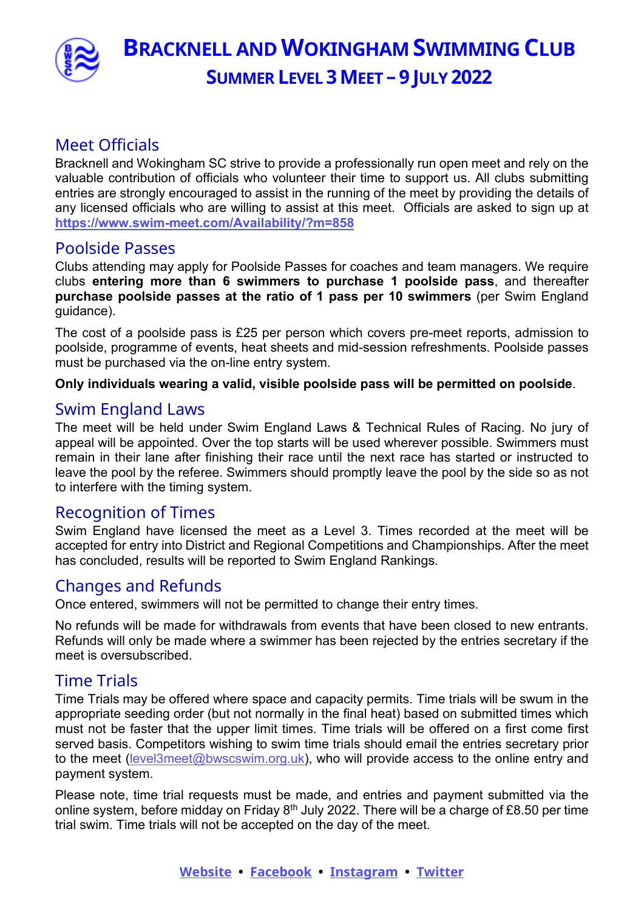# Bracknell and Wokingham Swimming Club

## Summer Level 3 Meet – 9 July 2022

## Meet Officials

Bracknell and Wokingham SC strive to provide a professionally run open meet and rely on the valuable contribution of officials who volunteer their time to support us. All clubs submitting entries are strongly encouraged to assist in the running of the meet by providing the details of any licensed officials who are willing to assist at this meet. Officials are asked to sign up at **https://www.swim-meet.com/Availability/?m=858**

## Poolside Passes

Clubs attending may apply for Poolside Passes for coaches and team managers. We require clubs **entering more than 6 swimmers to purchase 1 poolside pass**, and thereafter **purchase poolside passes at the ratio of 1 pass per 10 swimmers** (per Swim England guidance).

The cost of a poolside pass is £25 per person which covers pre-meet reports, admission to poolside, programme of events, heat sheets and mid-session refreshments. Poolside passes must be purchased via the on-line entry system.

**Only individuals wearing a valid, visible poolside pass will be permitted on poolside**.

## Swim England Laws

The meet will be held under Swim England Laws & Technical Rules of Racing. No jury of appeal will be appointed. Over the top starts will be used wherever possible. Swimmers must remain in their lane after finishing their race until the next race has started or instructed to leave the pool by the referee. Swimmers should promptly leave the pool by the side so as not to interfere with the timing system.

## Recognition of Times

Swim England have licensed the meet as a Level 3. Times recorded at the meet will be accepted for entry into District and Regional Competitions and Championships. After the meet has concluded, results will be reported to Swim England Rankings.

## Changes and Refunds

Once entered, swimmers will not be permitted to change their entry times.

No refunds will be made for withdrawals from events that have been closed to new entrants. Refunds will only be made where a swimmer has been rejected by the entries secretary if the meet is oversubscribed.

## Time Trials

Time Trials may be offered where space and capacity permits. Time trials will be swum in the appropriate seeding order (but not normally in the final heat) based on submitted times which must not be faster that the upper limit times. Time trials will be offered on a first come first served basis. Competitors wishing to swim time trials should email the entries secretary prior to the meet (level3meet@bwscswim.org.uk), who will provide access to the online entry and payment system.

Please note, time trial requests must be made, and entries and payment submitted via the online system, before midday on Friday 8th July 2022. There will be a charge of £8.50 per time trial swim. Time trials will not be accepted on the day of the meet.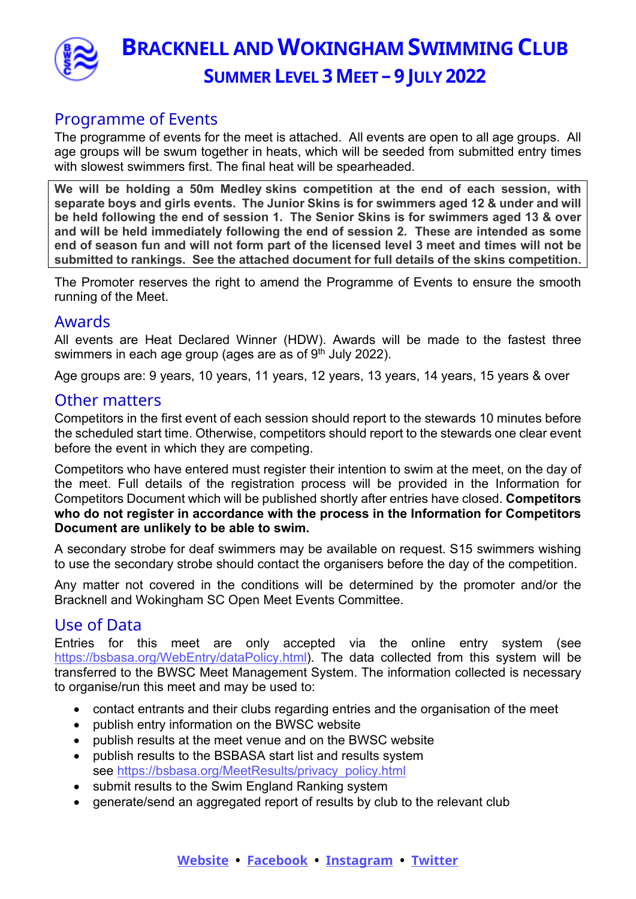# Bracknell and Wokingham Swimming Club

## Summer Level 3 Meet – 9 July 2022

## Programme of Events

The programme of events for the meet is attached. All events are open to all age groups. All age groups will be swum together in heats, which will be seeded from submitted entry times with slowest swimmers first. The final heat will be spearheaded.

**We will be holding a 50m Medley skins competition at the end of each session, with separate boys and girls events. The Junior Skins is for swimmers aged 12 & under and will be held following the end of session 1. The Senior Skins is for swimmers aged 13 & over and will be held immediately following the end of session 2. These are intended as some end of season fun and will not form part of the licensed level 3 meet and times will not be submitted to rankings. See the attached document for full details of the skins competition.**

The Promoter reserves the right to amend the Programme of Events to ensure the smooth running of the Meet.

## Awards

All events are Heat Declared Winner (HDW). Awards will be made to the fastest three swimmers in each age group (ages are as of 9th July 2022).

Age groups are: 9 years, 10 years, 11 years, 12 years, 13 years, 14 years, 15 years & over

## Other matters

Competitors in the first event of each session should report to the stewards 10 minutes before the scheduled start time. Otherwise, competitors should report to the stewards one clear event before the event in which they are competing.

Competitors who have entered must register their intention to swim at the meet, on the day of the meet. Full details of the registration process will be provided in the Information for Competitors Document which will be published shortly after entries have closed. **Competitors who do not register in accordance with the process in the Information for Competitors Document are unlikely to be able to swim.**

A secondary strobe for deaf swimmers may be available on request. S15 swimmers wishing to use the secondary strobe should contact the organisers before the day of the competition.

Any matter not covered in the conditions will be determined by the promoter and/or the Bracknell and Wokingham SC Open Meet Events Committee.

## Use of Data

Entries for this meet are only accepted via the online entry system (see https://bsbasa.org/WebEntry/dataPolicy.html). The data collected from this system will be transferred to the BWSC Meet Management System. The information collected is necessary to organise/run this meet and may be used to:

- contact entrants and their clubs regarding entries and the organisation of the meet
- publish entry information on the BWSC website
- publish results at the meet venue and on the BWSC website
- publish results to the BSBASA start list and results system see https://bsbasa.org/MeetResults/privacy_policy.html
- submit results to the Swim England Ranking system
- generate/send an aggregated report of results by club to the relevant club

Website • Facebook • Instagram • Twitter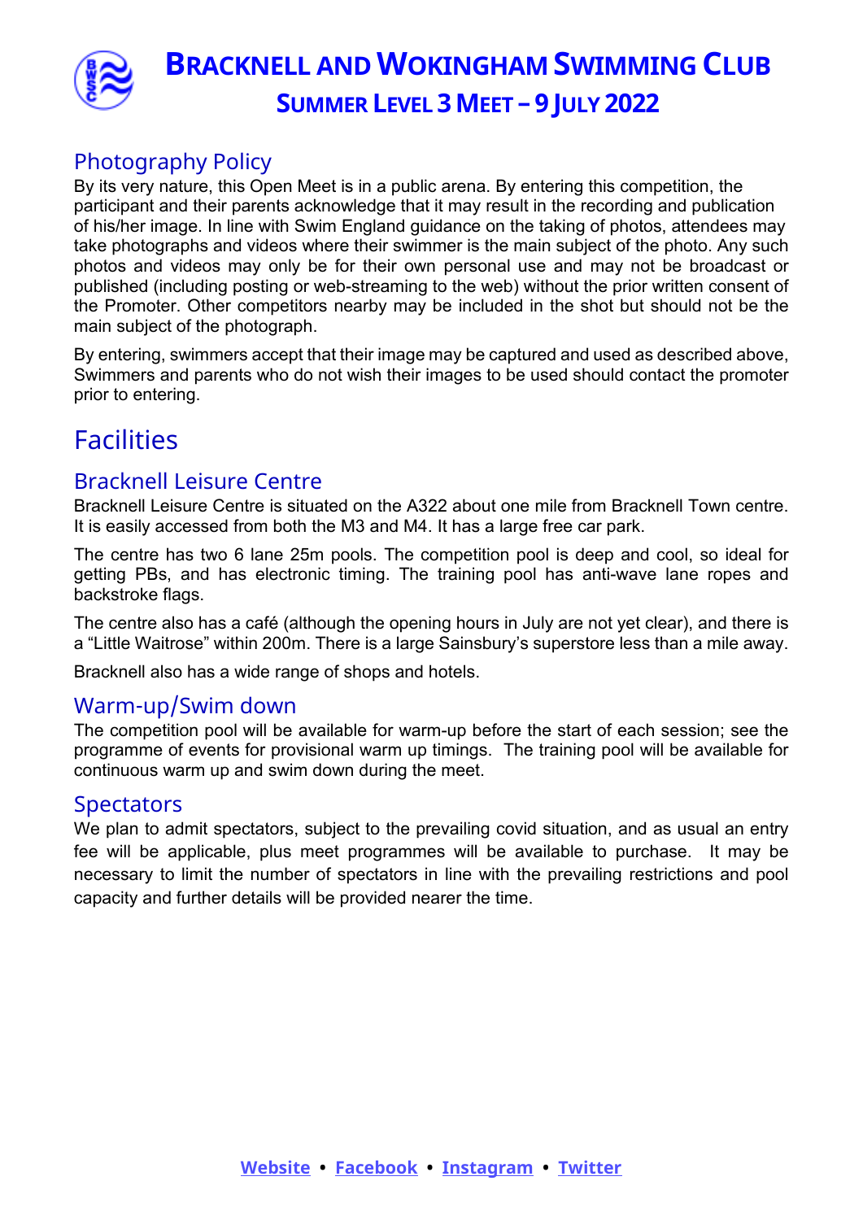## Photography Policy

By its very nature, this Open Meet is in a public arena. By entering this competition, the participant and their parents acknowledge that it may result in the recording and publication of his/her image. In line with Swim England guidance on the taking of photos, attendees may take photographs and videos where their swimmer is the main subject of the photo. Any such photos and videos may only be for their own personal use and may not be broadcast or published (including posting or web-streaming to the web) without the prior written consent of the Promoter. Other competitors nearby may be included in the shot but should not be the main subject of the photograph.

By entering, swimmers accept that their image may be captured and used as described above, Swimmers and parents who do not wish their images to be used should contact the promoter prior to entering.

# Facilities

## Bracknell Leisure Centre

Bracknell Leisure Centre is situated on the A322 about one mile from Bracknell Town centre. It is easily accessed from both the M3 and M4. It has a large free car park.

The centre has two 6 lane 25m pools. The competition pool is deep and cool, so ideal for getting PBs, and has electronic timing. The training pool has anti-wave lane ropes and backstroke flags.

The centre also has a café (although the opening hours in July are not yet clear), and there is a “Little Waitrose” within 200m. There is a large Sainsbury’s superstore less than a mile away.

Bracknell also has a wide range of shops and hotels.

## Warm-up/Swim down

The competition pool will be available for warm-up before the start of each session; see the programme of events for provisional warm up timings. The training pool will be available for continuous warm up and swim down during the meet.

## Spectators

We plan to admit spectators, subject to the prevailing covid situation, and as usual an entry fee will be applicable, plus meet programmes will be available to purchase. It may be necessary to limit the number of spectators in line with the prevailing restrictions and pool capacity and further details will be provided nearer the time.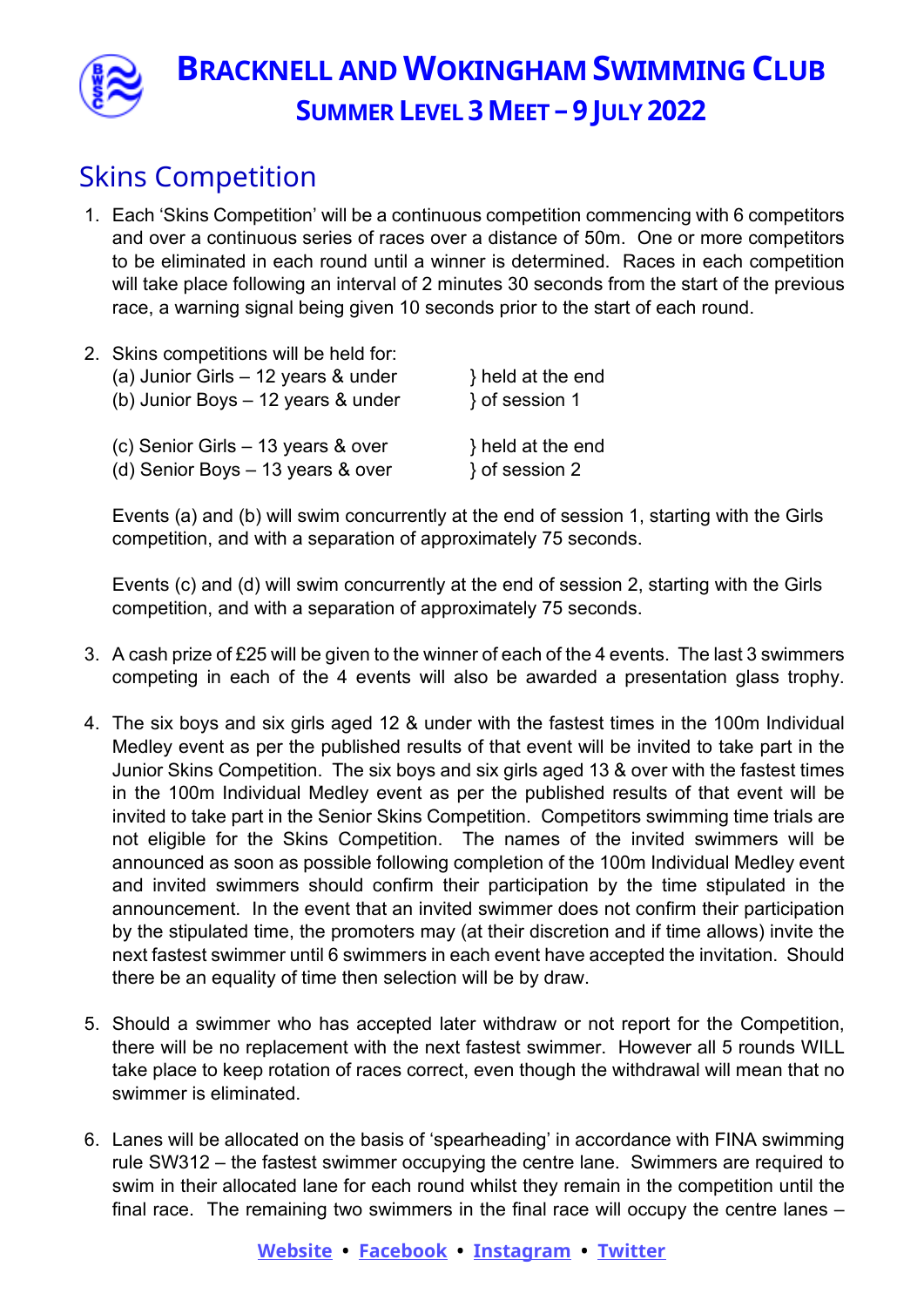# Bracknell and Wokingham Swimming Club

## Summer Level 3 Meet – 9 July 2022

## Skins Competition

1. Each 'Skins Competition' will be a continuous competition commencing with 6 competitors and over a continuous series of races over a distance of 50m. One or more competitors to be eliminated in each round until a winner is determined. Races in each competition will take place following an interval of 2 minutes 30 seconds from the start of the previous race, a warning signal being given 10 seconds prior to the start of each round.

2. Skins competitions will be held for:
   (a) Junior Girls – 12 years & under } held at the end
   (b) Junior Boys – 12 years & under } of session 1

   (c) Senior Girls – 13 years & over } held at the end
   (d) Senior Boys – 13 years & over } of session 2

   Events (a) and (b) will swim concurrently at the end of session 1, starting with the Girls competition, and with a separation of approximately 75 seconds.

   Events (c) and (d) will swim concurrently at the end of session 2, starting with the Girls competition, and with a separation of approximately 75 seconds.

3. A cash prize of £25 will be given to the winner of each of the 4 events. The last 3 swimmers competing in each of the 4 events will also be awarded a presentation glass trophy.

4. The six boys and six girls aged 12 & under with the fastest times in the 100m Individual Medley event as per the published results of that event will be invited to take part in the Junior Skins Competition. The six boys and six girls aged 13 & over with the fastest times in the 100m Individual Medley event as per the published results of that event will be invited to take part in the Senior Skins Competition. Competitors swimming time trials are not eligible for the Skins Competition. The names of the invited swimmers will be announced as soon as possible following completion of the 100m Individual Medley event and invited swimmers should confirm their participation by the time stipulated in the announcement. In the event that an invited swimmer does not confirm their participation by the stipulated time, the promoters may (at their discretion and if time allows) invite the next fastest swimmer until 6 swimmers in each event have accepted the invitation. Should there be an equality of time then selection will be by draw.

5. Should a swimmer who has accepted later withdraw or not report for the Competition, there will be no replacement with the next fastest swimmer. However all 5 rounds WILL take place to keep rotation of races correct, even though the withdrawal will mean that no swimmer is eliminated.

6. Lanes will be allocated on the basis of 'spearheading' in accordance with FINA swimming rule SW312 – the fastest swimmer occupying the centre lane. Swimmers are required to swim in their allocated lane for each round whilst they remain in the competition until the final race. The remaining two swimmers in the final race will occupy the centre lanes –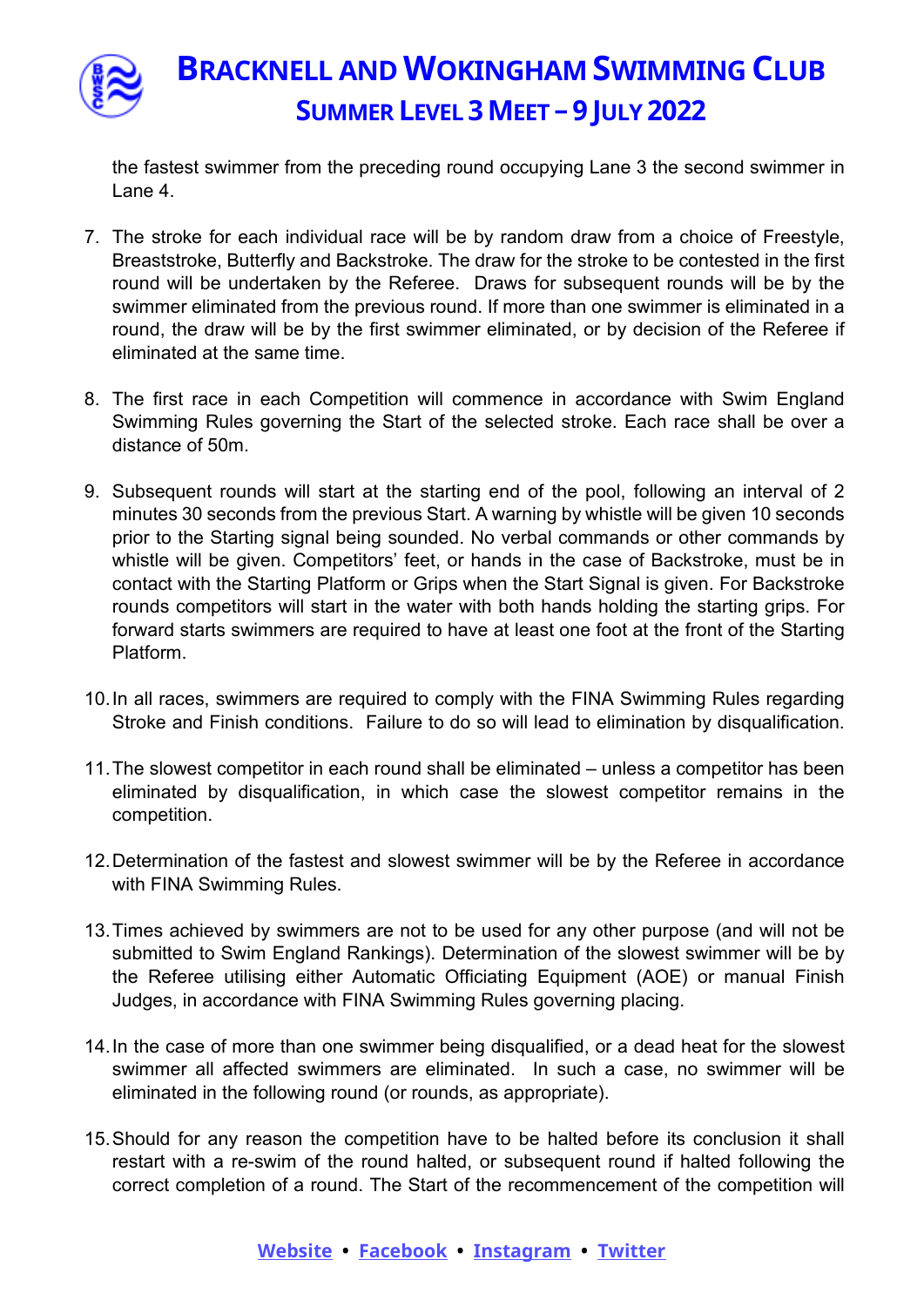the fastest swimmer from the preceding round occupying Lane 3 the second swimmer in Lane 4.

7. The stroke for each individual race will be by random draw from a choice of Freestyle, Breaststroke, Butterfly and Backstroke. The draw for the stroke to be contested in the first round will be undertaken by the Referee. Draws for subsequent rounds will be by the swimmer eliminated from the previous round. If more than one swimmer is eliminated in a round, the draw will be by the first swimmer eliminated, or by decision of the Referee if eliminated at the same time.

8. The first race in each Competition will commence in accordance with Swim England Swimming Rules governing the Start of the selected stroke. Each race shall be over a distance of 50m.

9. Subsequent rounds will start at the starting end of the pool, following an interval of 2 minutes 30 seconds from the previous Start. A warning by whistle will be given 10 seconds prior to the Starting signal being sounded. No verbal commands or other commands by whistle will be given. Competitors' feet, or hands in the case of Backstroke, must be in contact with the Starting Platform or Grips when the Start Signal is given. For Backstroke rounds competitors will start in the water with both hands holding the starting grips. For forward starts swimmers are required to have at least one foot at the front of the Starting Platform.

10. In all races, swimmers are required to comply with the FINA Swimming Rules regarding Stroke and Finish conditions. Failure to do so will lead to elimination by disqualification.

11. The slowest competitor in each round shall be eliminated – unless a competitor has been eliminated by disqualification, in which case the slowest competitor remains in the competition.

12. Determination of the fastest and slowest swimmer will be by the Referee in accordance with FINA Swimming Rules.

13. Times achieved by swimmers are not to be used for any other purpose (and will not be submitted to Swim England Rankings). Determination of the slowest swimmer will be by the Referee utilising either Automatic Officiating Equipment (AOE) or manual Finish Judges, in accordance with FINA Swimming Rules governing placing.

14. In the case of more than one swimmer being disqualified, or a dead heat for the slowest swimmer all affected swimmers are eliminated. In such a case, no swimmer will be eliminated in the following round (or rounds, as appropriate).

15. Should for any reason the competition have to be halted before its conclusion it shall restart with a re-swim of the round halted, or subsequent round if halted following the correct completion of a round. The Start of the recommencement of the competition will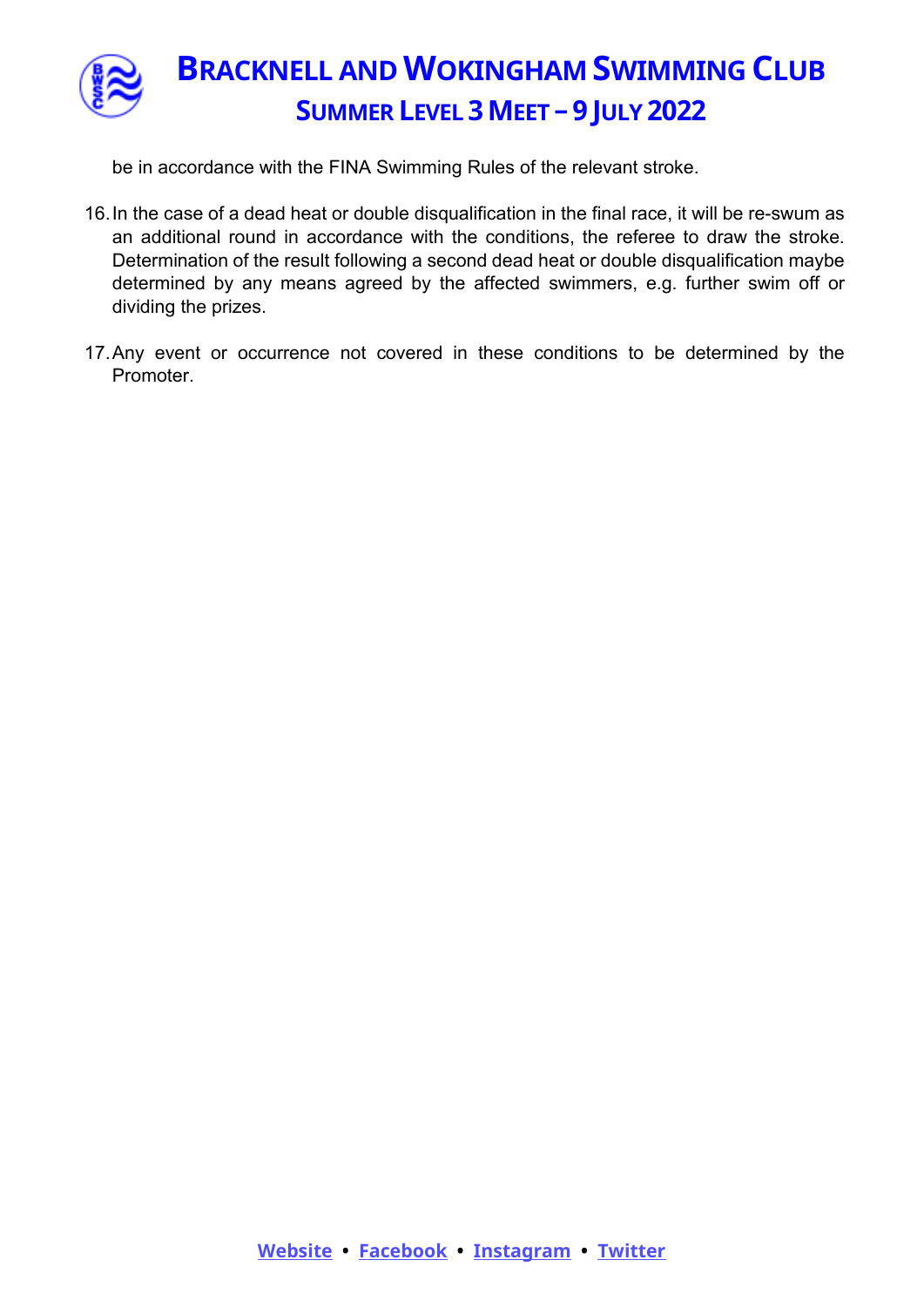be in accordance with the FINA Swimming Rules of the relevant stroke.

16. In the case of a dead heat or double disqualification in the final race, it will be re-swum as an additional round in accordance with the conditions, the referee to draw the stroke. Determination of the result following a second dead heat or double disqualification maybe determined by any means agreed by the affected swimmers, e.g. further swim off or dividing the prizes.

17. Any event or occurrence not covered in these conditions to be determined by the Promoter.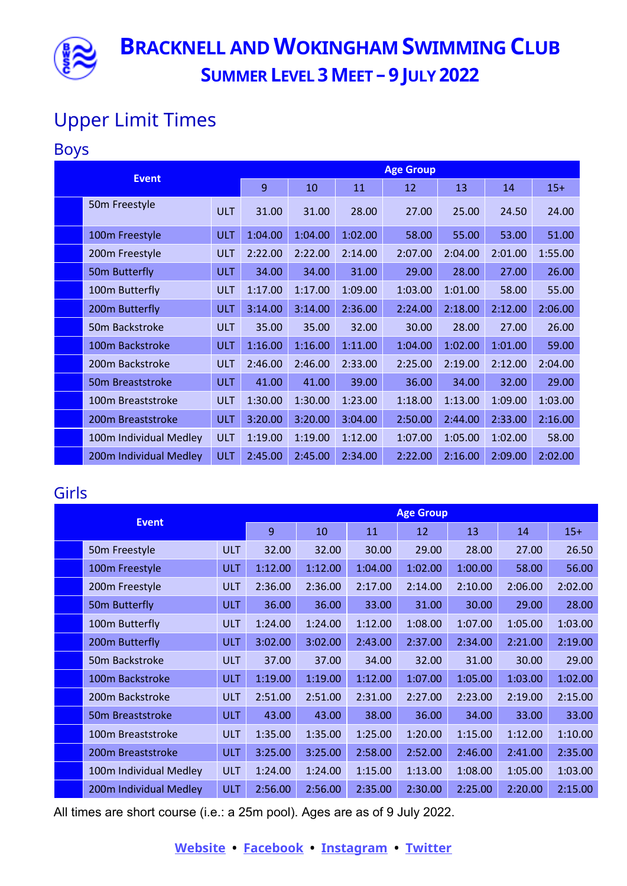# Bracknell and Wokingham Swimming Club

## Summer Level 3 Meet – 9 July 2022

# Upper Limit Times

## Boys

| Event | | Age Group | | | | | | |
|---|---|---|---|---|---|---|---|---|
| | | 9 | 10 | 11 | 12 | 13 | 14 | 15+ |
| 50m Freestyle | ULT | 31.00 | 31.00 | 28.00 | 27.00 | 25.00 | 24.50 | 24.00 |
| 100m Freestyle | ULT | 1:04.00 | 1:04.00 | 1:02.00 | 58.00 | 55.00 | 53.00 | 51.00 |
| 200m Freestyle | ULT | 2:22.00 | 2:22.00 | 2:14.00 | 2:07.00 | 2:04.00 | 2:01.00 | 1:55.00 |
| 50m Butterfly | ULT | 34.00 | 34.00 | 31.00 | 29.00 | 28.00 | 27.00 | 26.00 |
| 100m Butterfly | ULT | 1:17.00 | 1:17.00 | 1:09.00 | 1:03.00 | 1:01.00 | 58.00 | 55.00 |
| 200m Butterfly | ULT | 3:14.00 | 3:14.00 | 2:36.00 | 2:24.00 | 2:18.00 | 2:12.00 | 2:06.00 |
| 50m Backstroke | ULT | 35.00 | 35.00 | 32.00 | 30.00 | 28.00 | 27.00 | 26.00 |
| 100m Backstroke | ULT | 1:16.00 | 1:16.00 | 1:11.00 | 1:04.00 | 1:02.00 | 1:01.00 | 59.00 |
| 200m Backstroke | ULT | 2:46.00 | 2:46.00 | 2:33.00 | 2:25.00 | 2:19.00 | 2:12.00 | 2:04.00 |
| 50m Breaststroke | ULT | 41.00 | 41.00 | 39.00 | 36.00 | 34.00 | 32.00 | 29.00 |
| 100m Breaststroke | ULT | 1:30.00 | 1:30.00 | 1:23.00 | 1:18.00 | 1:13.00 | 1:09.00 | 1:03.00 |
| 200m Breaststroke | ULT | 3:20.00 | 3:20.00 | 3:04.00 | 2:50.00 | 2:44.00 | 2:33.00 | 2:16.00 |
| 100m Individual Medley | ULT | 1:19.00 | 1:19.00 | 1:12.00 | 1:07.00 | 1:05.00 | 1:02.00 | 58.00 |
| 200m Individual Medley | ULT | 2:45.00 | 2:45.00 | 2:34.00 | 2:22.00 | 2:16.00 | 2:09.00 | 2:02.00 |

## Girls

| Event | | Age Group | | | | | | |
|---|---|---|---|---|---|---|---|---|
| | | 9 | 10 | 11 | 12 | 13 | 14 | 15+ |
| 50m Freestyle | ULT | 32.00 | 32.00 | 30.00 | 29.00 | 28.00 | 27.00 | 26.50 |
| 100m Freestyle | ULT | 1:12.00 | 1:12.00 | 1:04.00 | 1:02.00 | 1:00.00 | 58.00 | 56.00 |
| 200m Freestyle | ULT | 2:36.00 | 2:36.00 | 2:17.00 | 2:14.00 | 2:10.00 | 2:06.00 | 2:02.00 |
| 50m Butterfly | ULT | 36.00 | 36.00 | 33.00 | 31.00 | 30.00 | 29.00 | 28.00 |
| 100m Butterfly | ULT | 1:24.00 | 1:24.00 | 1:12.00 | 1:08.00 | 1:07.00 | 1:05.00 | 1:03.00 |
| 200m Butterfly | ULT | 3:02.00 | 3:02.00 | 2:43.00 | 2:37.00 | 2:34.00 | 2:21.00 | 2:19.00 |
| 50m Backstroke | ULT | 37.00 | 37.00 | 34.00 | 32.00 | 31.00 | 30.00 | 29.00 |
| 100m Backstroke | ULT | 1:19.00 | 1:19.00 | 1:12.00 | 1:07.00 | 1:05.00 | 1:03.00 | 1:02.00 |
| 200m Backstroke | ULT | 2:51.00 | 2:51.00 | 2:31.00 | 2:27.00 | 2:23.00 | 2:19.00 | 2:15.00 |
| 50m Breaststroke | ULT | 43.00 | 43.00 | 38.00 | 36.00 | 34.00 | 33.00 | 33.00 |
| 100m Breaststroke | ULT | 1:35.00 | 1:35.00 | 1:25.00 | 1:20.00 | 1:15.00 | 1:12.00 | 1:10.00 |
| 200m Breaststroke | ULT | 3:25.00 | 3:25.00 | 2:58.00 | 2:52.00 | 2:46.00 | 2:41.00 | 2:35.00 |
| 100m Individual Medley | ULT | 1:24.00 | 1:24.00 | 1:15.00 | 1:13.00 | 1:08.00 | 1:05.00 | 1:03.00 |
| 200m Individual Medley | ULT | 2:56.00 | 2:56.00 | 2:35.00 | 2:30.00 | 2:25.00 | 2:20.00 | 2:15.00 |

All times are short course (i.e.: a 25m pool). Ages are as of 9 July 2022.

Website • Facebook • Instagram • Twitter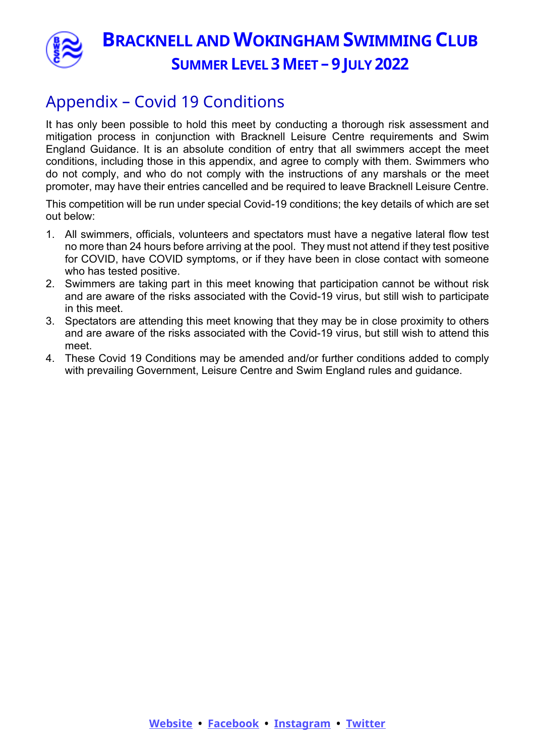# Appendix – Covid 19 Conditions

It has only been possible to hold this meet by conducting a thorough risk assessment and mitigation process in conjunction with Bracknell Leisure Centre requirements and Swim England Guidance. It is an absolute condition of entry that all swimmers accept the meet conditions, including those in this appendix, and agree to comply with them. Swimmers who do not comply, and who do not comply with the instructions of any marshals or the meet promoter, may have their entries cancelled and be required to leave Bracknell Leisure Centre.

This competition will be run under special Covid-19 conditions; the key details of which are set out below:

1. All swimmers, officials, volunteers and spectators must have a negative lateral flow test no more than 24 hours before arriving at the pool. They must not attend if they test positive for COVID, have COVID symptoms, or if they have been in close contact with someone who has tested positive.
2. Swimmers are taking part in this meet knowing that participation cannot be without risk and are aware of the risks associated with the Covid-19 virus, but still wish to participate in this meet.
3. Spectators are attending this meet knowing that they may be in close proximity to others and are aware of the risks associated with the Covid-19 virus, but still wish to attend this meet.
4. These Covid 19 Conditions may be amended and/or further conditions added to comply with prevailing Government, Leisure Centre and Swim England rules and guidance.